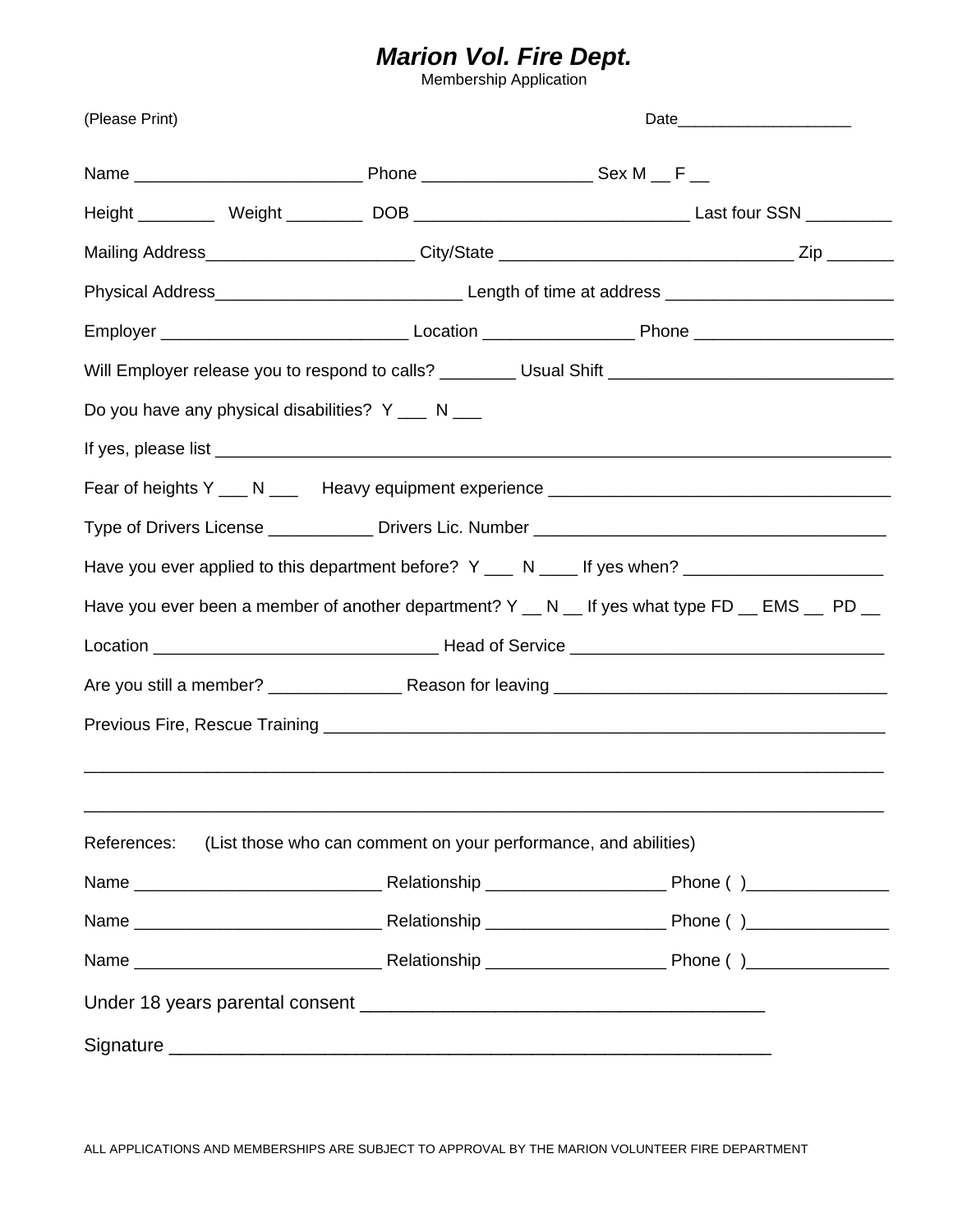# *Marion Vol. Fire Dept.*

Membership Application

(Please Print) Date____________________

Name ________________________ Phone __________________ Sex M __ F __

Height ________ Weight ________ DOB _____________________________ Last four SSN _________

Mailing Address______________________ City/State _______________________________ Zip _______

Physical Address__________________________ Length of time at address ________________________

Employer __________________________ Location ________________ Phone _____________________

Will Employer release you to respond to calls? ________ Usual Shift ______________________________

Do you have any physical disabilities? Y ___ N ___

If yes, please list ___________________________________________________________________________

Fear of heights Y ___ N ___ Heavy equipment experience ____________________________________

Type of Drivers License ___________ Drivers Lic. Number _____________________________________

Have you ever applied to this department before? Y ___ N ____ If yes when? _____________________

Have you ever been a member of another department? Y __ N __ If yes what type FD __ EMS __ PD __

Location ______________________________ Head of Service ________________________________

Are you still a member? ______________ Reason for leaving ___________________________________

Previous Fire, Rescue Training ___________________________________________________________

_____________________________________________________________________________________

_____________________________________________________________________________________

References: (List those who can comment on your performance, and abilities)

Name __________________________ Relationship ___________________ Phone ( )_______________

Name __________________________ Relationship ___________________ Phone ( )_______________

Name __________________________ Relationship ___________________ Phone ( )_______________

Under 18 years parental consent ________________________________________

Signature ______________________________________________________________

ALL APPLICATIONS AND MEMBERSHIPS ARE SUBJECT TO APPROVAL BY THE MARION VOLUNTEER FIRE DEPARTMENT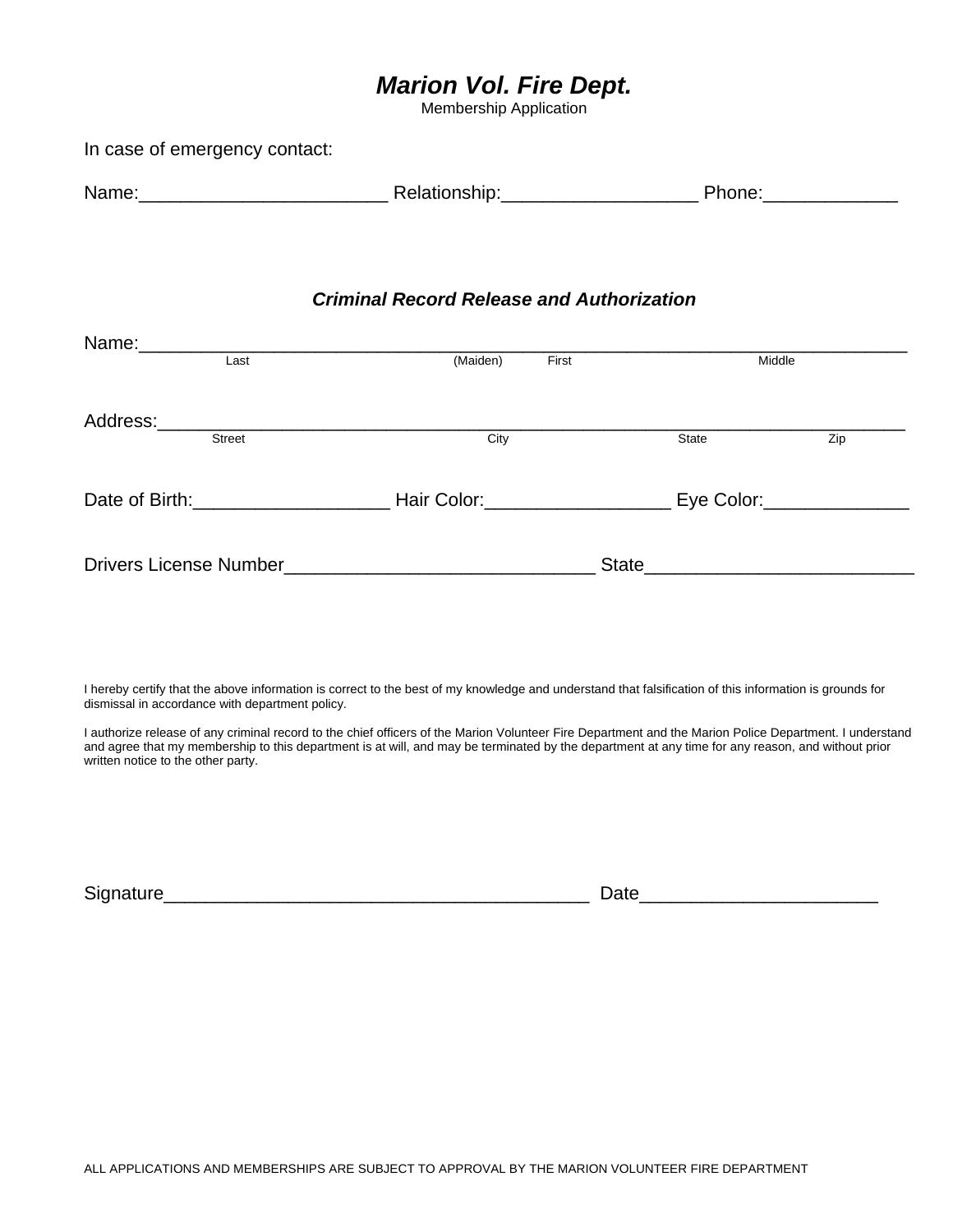# *Marion Vol. Fire Dept.*

Membership Application

In case of emergency contact:

Name:________________________ Relationship:___________________ Phone:_____________

## *Criminal Record Release and Authorization*

Name:___________________________________________________________________________

Last (Maiden) First Middle

Address:_________________________________________________________________________

Street City State Zip

Date of Birth:___________________ Hair Color:__________________ Eye Color:______________

Drivers License Number______________________________ State_________________________

I hereby certify that the above information is correct to the best of my knowledge and understand that falsification of this information is grounds for dismissal in accordance with department policy.

I authorize release of any criminal record to the chief officers of the Marion Volunteer Fire Department and the Marion Police Department. I understand and agree that my membership to this department is at will, and may be terminated by the department at any time for any reason, and without prior written notice to the other party.

Signature_________________________________________ Date_______________________

ALL APPLICATIONS AND MEMBERSHIPS ARE SUBJECT TO APPROVAL BY THE MARION VOLUNTEER FIRE DEPARTMENT